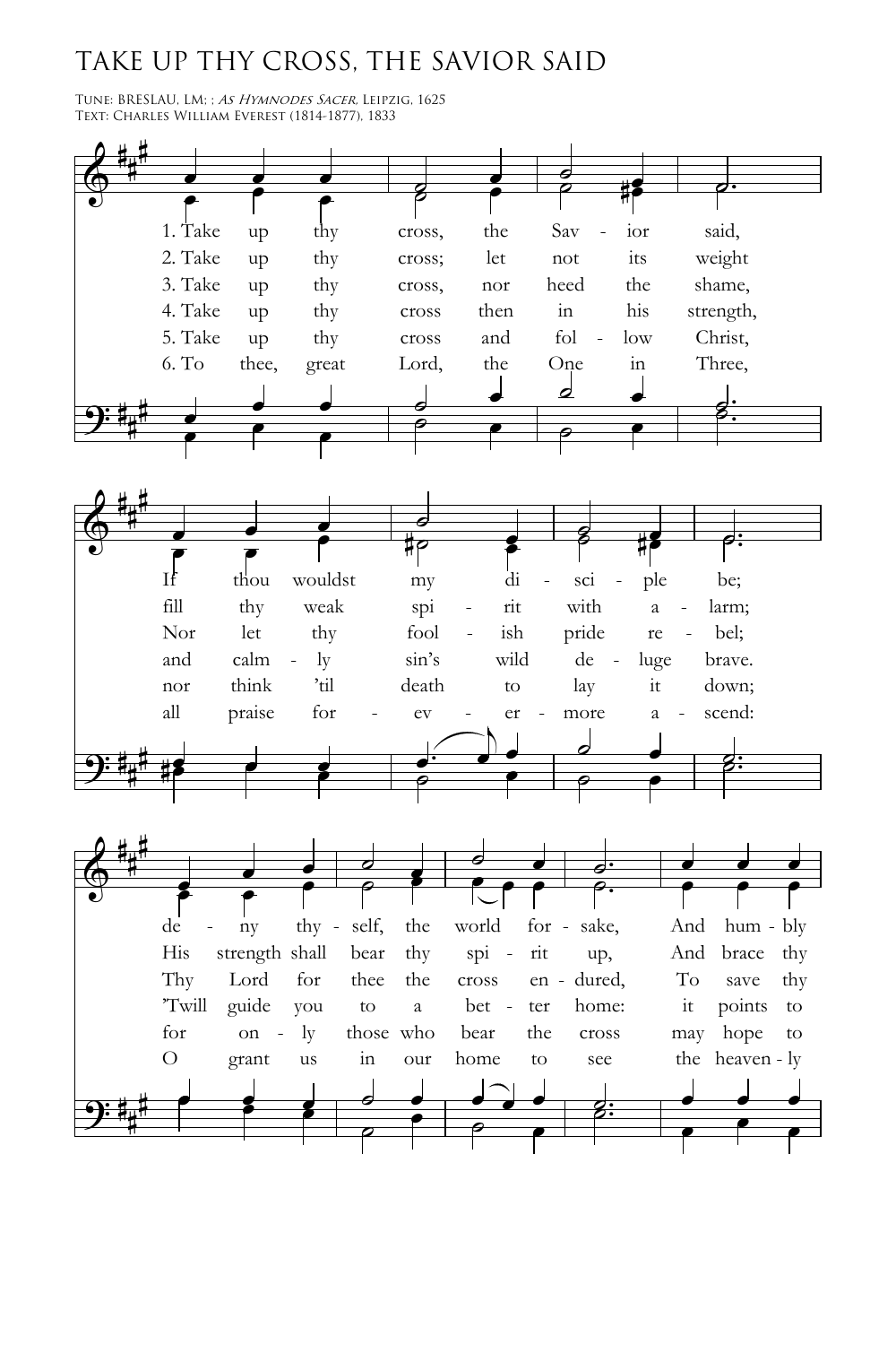# TAKE UP THY CROSS, THE SAVIOR SAID

Tune: BRESLAU, LM; ; *As Hymnodes Sacer*, Leipzig, 1625
Text: Charles William Everest (1814-1877), 1833

1. Take up thy cross, the Sav - ior said,
If thou wouldst my di - sci - ple be;
de - ny thy - self, the world for - sake,
And hum - bly

2. Take up thy cross; let not its weight
fill thy weak spi - rit with a - larm;
His strength shall bear thy spi - rit up,
And brace thy

3. Take up thy cross, nor heed the shame,
Nor let thy fool - ish pride re - bel;
Thy Lord for thee the cross en - dured,
To save thy

4. Take up thy cross then in his strength,
and calm - ly sin's wild de - luge brave.
'Twill guide you to a bet - ter home:
it points to

5. Take up thy cross and fol - low Christ,
nor think 'til death to lay it down;
for on - ly those who bear the cross
may hope to

6. To thee, great Lord, the One in Three,
all praise for - ev - er - more a - scend:
O grant us in our home to see
the heaven - ly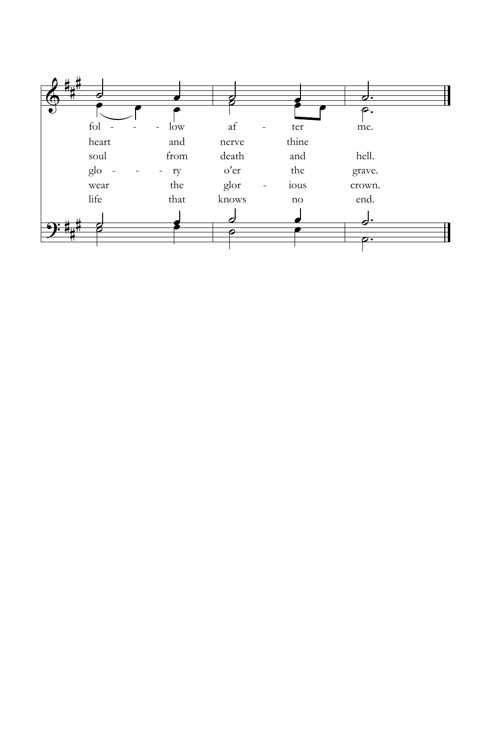fol - - - low af - ter me.

heart and nerve thine

soul from death and hell.

glo - - - ry o'er the grave.

wear the glor - ious crown.

life that knows no end.